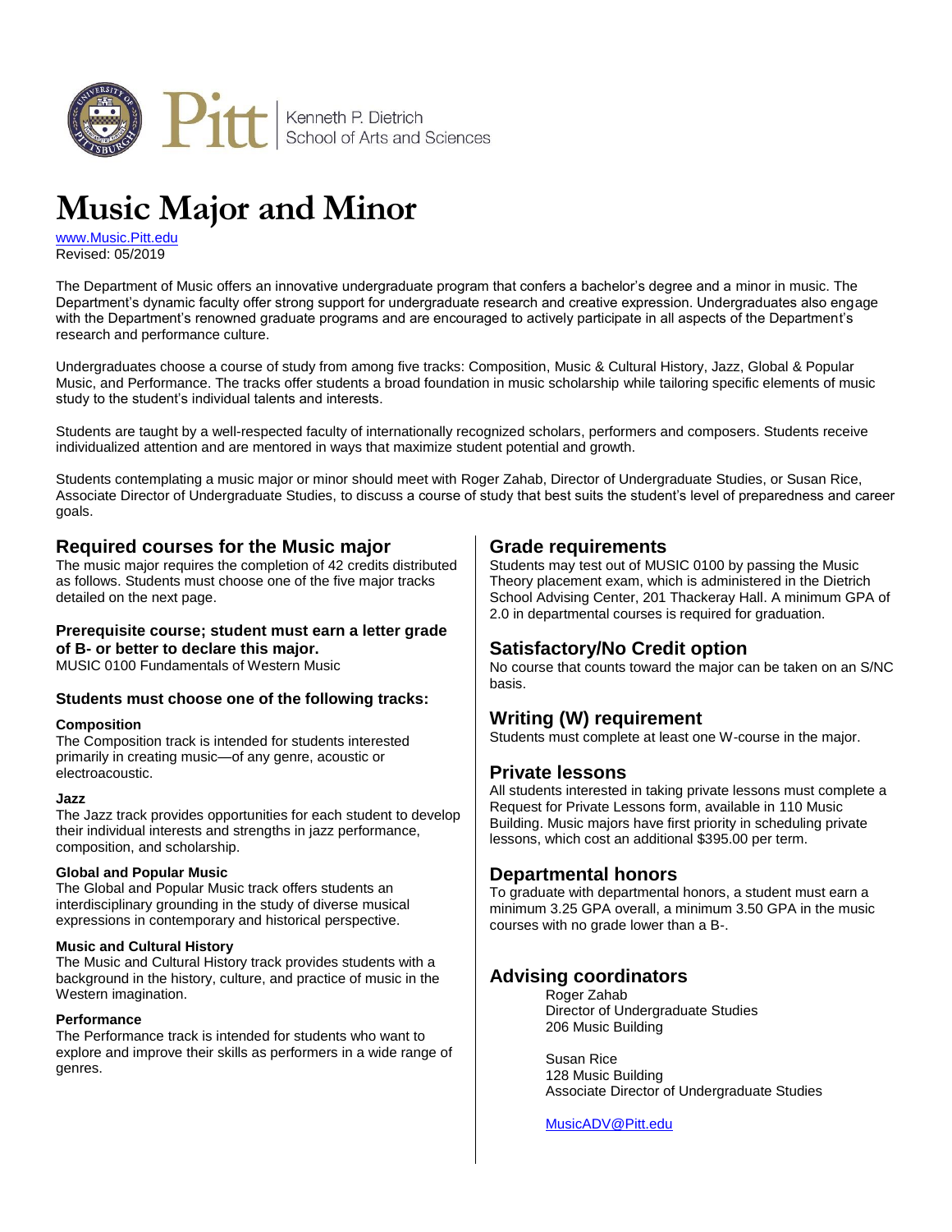Kenneth P. Dietrich School of Arts and Sciences

# Music Major and Minor

www.Music.Pitt.edu
Revised: 05/2019

The Department of Music offers an innovative undergraduate program that confers a bachelor's degree and a minor in music. The Department's dynamic faculty offer strong support for undergraduate research and creative expression. Undergraduates also engage with the Department's renowned graduate programs and are encouraged to actively participate in all aspects of the Department's research and performance culture.

Undergraduates choose a course of study from among five tracks: Composition, Music & Cultural History, Jazz, Global & Popular Music, and Performance. The tracks offer students a broad foundation in music scholarship while tailoring specific elements of music study to the student's individual talents and interests.

Students are taught by a well-respected faculty of internationally recognized scholars, performers and composers. Students receive individualized attention and are mentored in ways that maximize student potential and growth.

Students contemplating a music major or minor should meet with Roger Zahab, Director of Undergraduate Studies, or Susan Rice, Associate Director of Undergraduate Studies, to discuss a course of study that best suits the student's level of preparedness and career goals.

## Required courses for the Music major

The music major requires the completion of 42 credits distributed as follows. Students must choose one of the five major tracks detailed on the next page.

### Prerequisite course; student must earn a letter grade of B- or better to declare this major.

MUSIC 0100 Fundamentals of Western Music

### Students must choose one of the following tracks:

**Composition**
The Composition track is intended for students interested primarily in creating music—of any genre, acoustic or electroacoustic.

**Jazz**
The Jazz track provides opportunities for each student to develop their individual interests and strengths in jazz performance, composition, and scholarship.

**Global and Popular Music**
The Global and Popular Music track offers students an interdisciplinary grounding in the study of diverse musical expressions in contemporary and historical perspective.

**Music and Cultural History**
The Music and Cultural History track provides students with a background in the history, culture, and practice of music in the Western imagination.

**Performance**
The Performance track is intended for students who want to explore and improve their skills as performers in a wide range of genres.

## Grade requirements

Students may test out of MUSIC 0100 by passing the Music Theory placement exam, which is administered in the Dietrich School Advising Center, 201 Thackeray Hall. A minimum GPA of 2.0 in departmental courses is required for graduation.

## Satisfactory/No Credit option

No course that counts toward the major can be taken on an S/NC basis.

## Writing (W) requirement

Students must complete at least one W-course in the major.

## Private lessons

All students interested in taking private lessons must complete a Request for Private Lessons form, available in 110 Music Building. Music majors have first priority in scheduling private lessons, which cost an additional $395.00 per term.

## Departmental honors

To graduate with departmental honors, a student must earn a minimum 3.25 GPA overall, a minimum 3.50 GPA in the music courses with no grade lower than a B-.

## Advising coordinators

Roger Zahab
Director of Undergraduate Studies
206 Music Building

Susan Rice
128 Music Building
Associate Director of Undergraduate Studies

MusicADV@Pitt.edu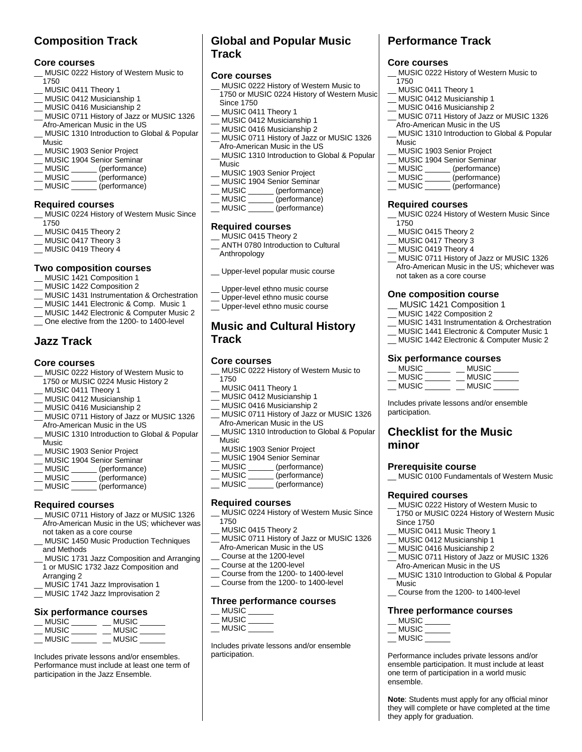## Composition Track

### Core courses

__ MUSIC 0222 History of Western Music to 1750
__ MUSIC 0411 Theory 1
__ MUSIC 0412 Musicianship 1
__ MUSIC 0416 Musicianship 2
__ MUSIC 0711 History of Jazz or MUSIC 1326 Afro-American Music in the US
__ MUSIC 1310 Introduction to Global & Popular Music
__ MUSIC 1903 Senior Project
__ MUSIC 1904 Senior Seminar
__ MUSIC ______ (performance)
__ MUSIC ______ (performance)
__ MUSIC ______ (performance)

### Required courses

__ MUSIC 0224 History of Western Music Since 1750
__ MUSIC 0415 Theory 2
__ MUSIC 0417 Theory 3
__ MUSIC 0419 Theory 4

### Two composition courses

__ MUSIC 1421 Composition 1
__ MUSIC 1422 Composition 2
__ MUSIC 1431 Instrumentation & Orchestration
__ MUSIC 1441 Electronic & Comp. Music 1
__ MUSIC 1442 Electronic & Computer Music 2
__ One elective from the 1200- to 1400-level

## Jazz Track

### Core courses

__ MUSIC 0222 History of Western Music to 1750 or MUSIC 0224 Music History 2
__ MUSIC 0411 Theory 1
__ MUSIC 0412 Musicianship 1
__ MUSIC 0416 Musicianship 2
__ MUSIC 0711 History of Jazz or MUSIC 1326 Afro-American Music in the US
__ MUSIC 1310 Introduction to Global & Popular Music
__ MUSIC 1903 Senior Project
__ MUSIC 1904 Senior Seminar
__ MUSIC ______ (performance)
__ MUSIC ______ (performance)
__ MUSIC ______ (performance)

### Required courses

__ MUSIC 0711 History of Jazz or MUSIC 1326 Afro-American Music in the US; whichever was not taken as a core course
__ MUSIC 1450 Music Production Techniques and Methods
__ MUSIC 1731 Jazz Composition and Arranging 1 or MUSIC 1732 Jazz Composition and Arranging 2
__ MUSIC 1741 Jazz Improvisation 1
__ MUSIC 1742 Jazz Improvisation 2

### Six performance courses

__ MUSIC ______ __ MUSIC ______
__ MUSIC ______ __ MUSIC ______
__ MUSIC ______ __ MUSIC ______

Includes private lessons and/or ensembles. Performance must include at least one term of participation in the Jazz Ensemble.

## Global and Popular Music Track

### Core courses

__ MUSIC 0222 History of Western Music to 1750 or MUSIC 0224 History of Western Music Since 1750
__ MUSIC 0411 Theory 1
__ MUSIC 0412 Musicianship 1
__ MUSIC 0416 Musicianship 2
__ MUSIC 0711 History of Jazz or MUSIC 1326 Afro-American Music in the US
__ MUSIC 1310 Introduction to Global & Popular Music
__ MUSIC 1903 Senior Project
__ MUSIC 1904 Senior Seminar
__ MUSIC ______ (performance)
__ MUSIC ______ (performance)
__ MUSIC ______ (performance)

### Required courses

__ MUSIC 0415 Theory 2
__ ANTH 0780 Introduction to Cultural Anthropology

__ Upper-level popular music course

__ Upper-level ethno music course
__ Upper-level ethno music course
__ Upper-level ethno music course

## Music and Cultural History Track

### Core courses

__ MUSIC 0222 History of Western Music to 1750
__ MUSIC 0411 Theory 1
__ MUSIC 0412 Musicianship 1
__ MUSIC 0416 Musicianship 2
__ MUSIC 0711 History of Jazz or MUSIC 1326 Afro-American Music in the US
__ MUSIC 1310 Introduction to Global & Popular Music
__ MUSIC 1903 Senior Project
__ MUSIC 1904 Senior Seminar
__ MUSIC ______ (performance)
__ MUSIC ______ (performance)
__ MUSIC ______ (performance)

### Required courses

__ MUSIC 0224 History of Western Music Since 1750
__ MUSIC 0415 Theory 2
__ MUSIC 0711 History of Jazz or MUSIC 1326 Afro-American Music in the US
__ Course at the 1200-level
__ Course at the 1200-level
__ Course from the 1200- to 1400-level
__ Course from the 1200- to 1400-level

### Three performance courses

__ MUSIC ______
__ MUSIC ______
__ MUSIC ______

Includes private lessons and/or ensemble participation.

## Performance Track

### Core courses

__ MUSIC 0222 History of Western Music to 1750
__ MUSIC 0411 Theory 1
__ MUSIC 0412 Musicianship 1
__ MUSIC 0416 Musicianship 2
__ MUSIC 0711 History of Jazz or MUSIC 1326 Afro-American Music in the US
__ MUSIC 1310 Introduction to Global & Popular Music
__ MUSIC 1903 Senior Project
__ MUSIC 1904 Senior Seminar
__ MUSIC ______ (performance)
__ MUSIC ______ (performance)
__ MUSIC ______ (performance)

### Required courses

__ MUSIC 0224 History of Western Music Since 1750
__ MUSIC 0415 Theory 2
__ MUSIC 0417 Theory 3
__ MUSIC 0419 Theory 4
__ MUSIC 0711 History of Jazz or MUSIC 1326 Afro-American Music in the US; whichever was not taken as a core course

### One composition course

__ MUSIC 1421 Composition 1
__ MUSIC 1422 Composition 2
__ MUSIC 1431 Instrumentation & Orchestration
__ MUSIC 1441 Electronic & Computer Music 1
__ MUSIC 1442 Electronic & Computer Music 2

### Six performance courses

__ MUSIC ______ __ MUSIC ______
__ MUSIC ______ __ MUSIC ______
__ MUSIC ______ __ MUSIC ______

Includes private lessons and/or ensemble participation.

## Checklist for the Music minor

### Prerequisite course

__ MUSIC 0100 Fundamentals of Western Music

### Required courses

__ MUSIC 0222 History of Western Music to 1750 or MUSIC 0224 History of Western Music Since 1750
__ MUSIC 0411 Music Theory 1
__ MUSIC 0412 Musicianship 1
__ MUSIC 0416 Musicianship 2
__ MUSIC 0711 History of Jazz or MUSIC 1326 Afro-American Music in the US
__ MUSIC 1310 Introduction to Global & Popular Music
__ Course from the 1200- to 1400-level

### Three performance courses

__ MUSIC ______
__ MUSIC ______
__ MUSIC ______

Performance includes private lessons and/or ensemble participation. It must include at least one term of participation in a world music ensemble.

**Note**: Students must apply for any official minor they will complete or have completed at the time they apply for graduation.